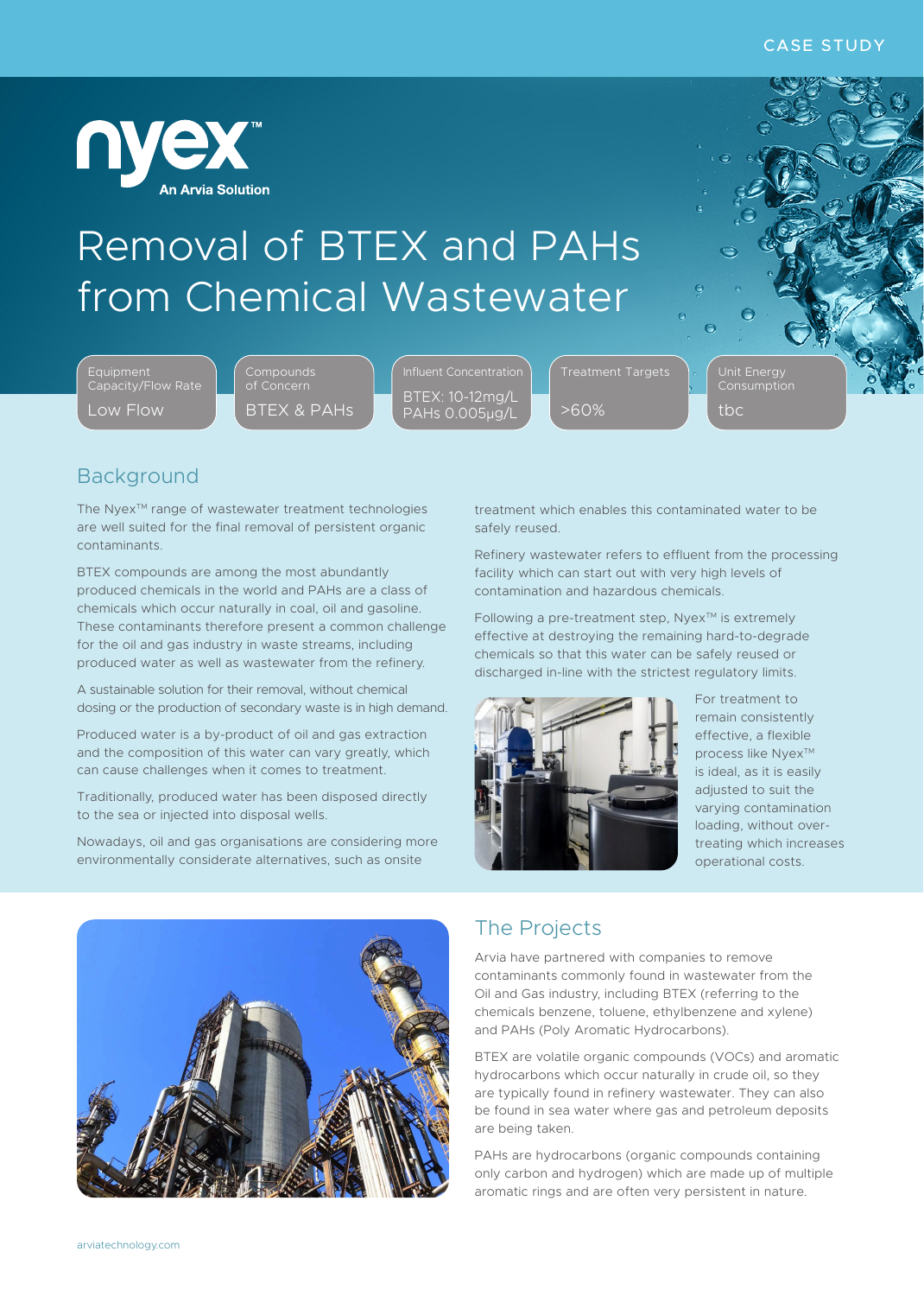CASE STUDY

nyex™ An Arvia Solution

# Removal of BTEX and PAHs from Chemical Wastewater

| Equipment Capacity/Flow Rate | Compounds of Concern | Influent Concentration | Treatment Targets | Unit Energy Consumption |
| --- | --- | --- | --- | --- |
| Low Flow | BTEX & PAHs | BTEX: 10-12mg/L PAHs 0.005µg/L | >60% | tbc |

## Background

The Nyex™ range of wastewater treatment technologies are well suited for the final removal of persistent organic contaminants.

BTEX compounds are among the most abundantly produced chemicals in the world and PAHs are a class of chemicals which occur naturally in coal, oil and gasoline. These contaminants therefore present a common challenge for the oil and gas industry in waste streams, including produced water as well as wastewater from the refinery.

A sustainable solution for their removal, without chemical dosing or the production of secondary waste is in high demand.

Produced water is a by-product of oil and gas extraction and the composition of this water can vary greatly, which can cause challenges when it comes to treatment.

Traditionally, produced water has been disposed directly to the sea or injected into disposal wells.

Nowadays, oil and gas organisations are considering more environmentally considerate alternatives, such as onsite treatment which enables this contaminated water to be safely reused.

Refinery wastewater refers to effluent from the processing facility which can start out with very high levels of contamination and hazardous chemicals.

Following a pre-treatment step, Nyex™ is extremely effective at destroying the remaining hard-to-degrade chemicals so that this water can be safely reused or discharged in-line with the strictest regulatory limits.

For treatment to remain consistently effective, a flexible process like Nyex™ is ideal, as it is easily adjusted to suit the varying contamination loading, without over-treating which increases operational costs.

## The Projects

Arvia have partnered with companies to remove contaminants commonly found in wastewater from the Oil and Gas industry, including BTEX (referring to the chemicals benzene, toluene, ethylbenzene and xylene) and PAHs (Poly Aromatic Hydrocarbons).

BTEX are volatile organic compounds (VOCs) and aromatic hydrocarbons which occur naturally in crude oil, so they are typically found in refinery wastewater. They can also be found in sea water where gas and petroleum deposits are being taken.

PAHs are hydrocarbons (organic compounds containing only carbon and hydrogen) which are made up of multiple aromatic rings and are often very persistent in nature.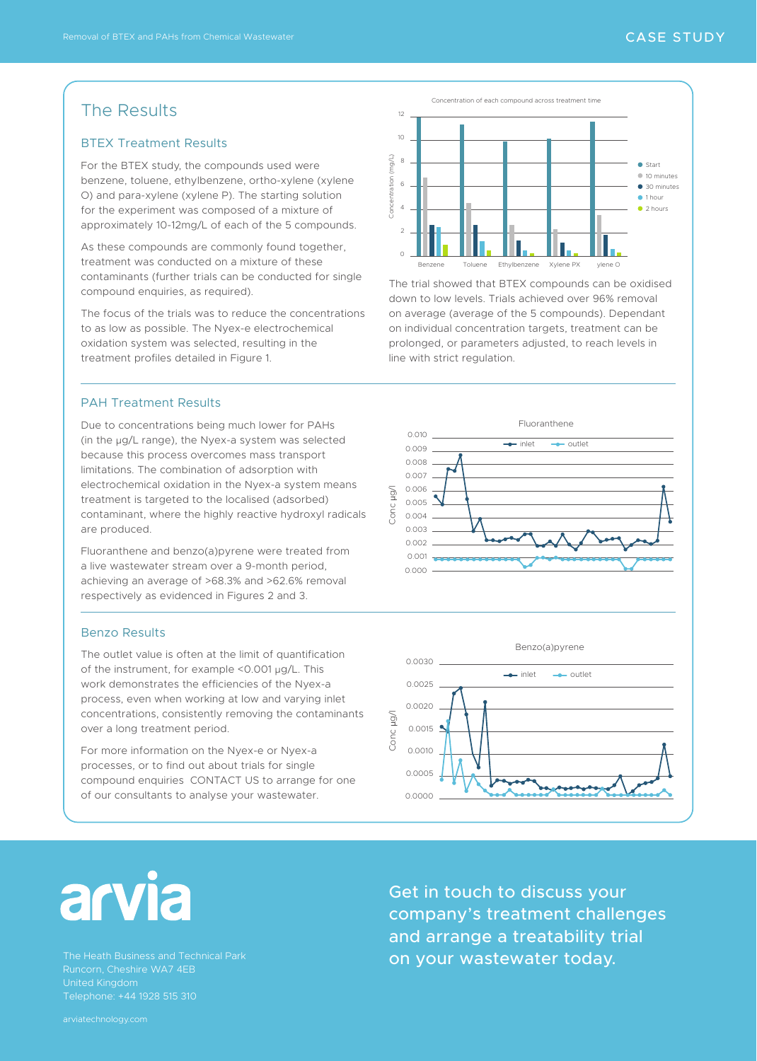## The Results

### BTEX Treatment Results

For the BTEX study, the compounds used were benzene, toluene, ethylbenzene, ortho-xylene (xylene O) and para-xylene (xylene P). The starting solution for the experiment was composed of a mixture of approximately 10-12mg/L of each of the 5 compounds.

As these compounds are commonly found together, treatment was conducted on a mixture of these contaminants (further trials can be conducted for single compound enquiries, as required).

The focus of the trials was to reduce the concentrations to as low as possible. The Nyex-e electrochemical oxidation system was selected, resulting in the treatment profiles detailed in Figure 1.

Concentration of each compound across treatment time

Concentration (mg/L)

12
10
8
6
4
2
0

Benzene
Toluene
Ethylbenzene
Xylene PX
ylene O

Start
10 minutes
30 minutes
1 hour
2 hours

The trial showed that BTEX compounds can be oxidised down to low levels. Trials achieved over 96% removal on average (average of the 5 compounds). Dependant on individual concentration targets, treatment can be prolonged, or parameters adjusted, to reach levels in line with strict regulation.

### PAH Treatment Results

Due to concentrations being much lower for PAHs (in the μg/L range), the Nyex-a system was selected because this process overcomes mass transport limitations. The combination of adsorption with electrochemical oxidation in the Nyex-a system means treatment is targeted to the localised (adsorbed) contaminant, where the highly reactive hydroxyl radicals are produced.

Fluoranthene and benzo(a)pyrene were treated from a live wastewater stream over a 9-month period, achieving an average of >68.3% and >62.6% removal respectively as evidenced in Figures 2 and 3.

Fluoranthene

Conc μg/l

0.010
0.009
0.008
0.007
0.006
0.005
0.004
0.003
0.002
0.001
0.000

inlet
outlet

### Benzo Results

The outlet value is often at the limit of quantification of the instrument, for example <0.001 μg/L. This work demonstrates the efficiencies of the Nyex-a process, even when working at low and varying inlet concentrations, consistently removing the contaminants over a long treatment period.

For more information on the Nyex-e or Nyex-a processes, or to find out about trials for single compound enquiries CONTACT US to arrange for one of our consultants to analyse your wastewater.

Benzo(a)pyrene

Conc μg/l

0.0030
0.0025
0.0020
0.0015
0.0010
0.0005
0.0000

inlet
outlet

arvia

The Heath Business and Technical Park
Runcorn, Cheshire WA7 4EB
United Kingdom
Telephone: +44 1928 515 310

arviatechnology.com

Get in touch to discuss your company's treatment challenges and arrange a treatability trial on your wastewater today.